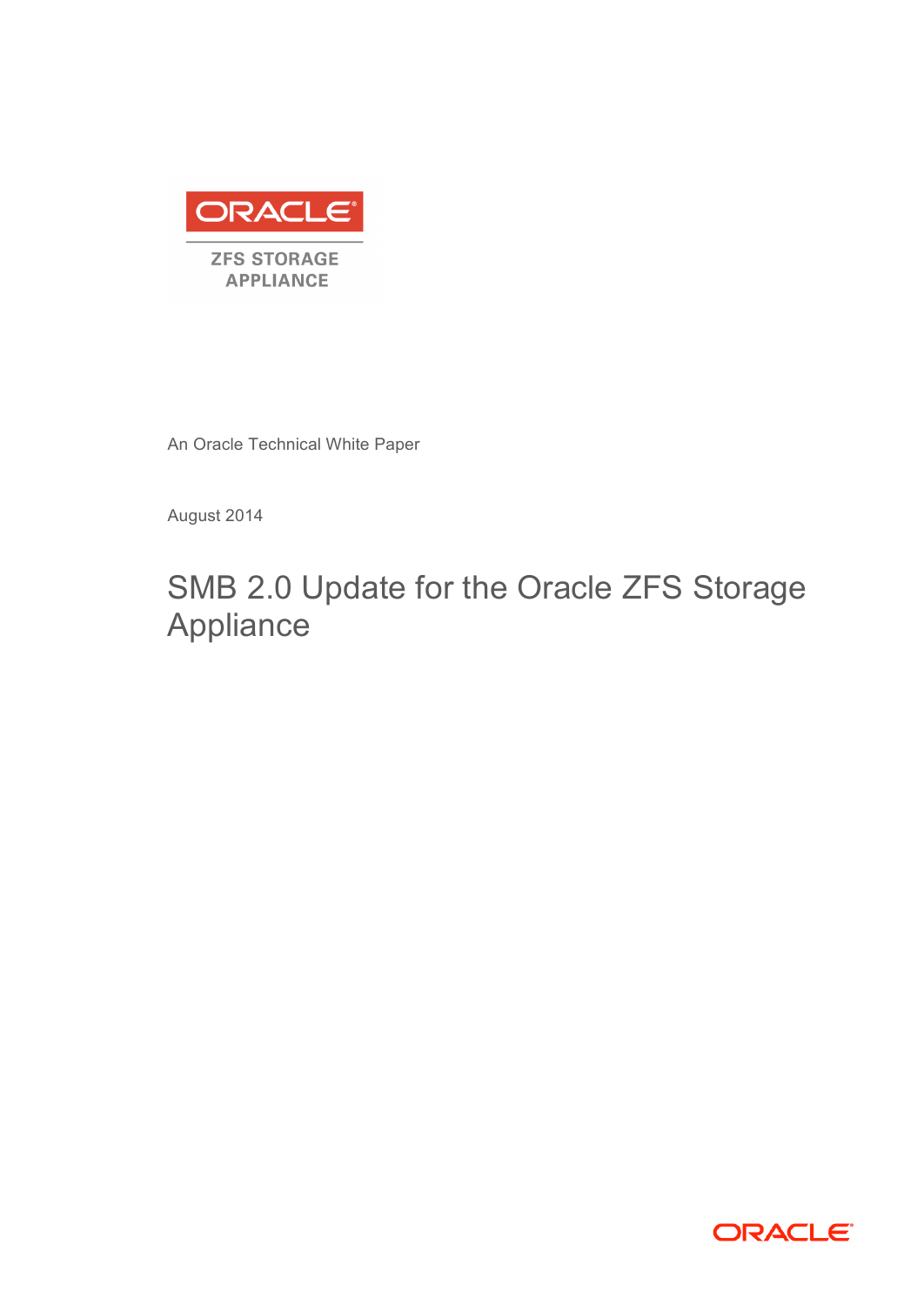ORACLE

ZFS STORAGE APPLIANCE

An Oracle Technical White Paper

August 2014

# SMB 2.0 Update for the Oracle ZFS Storage Appliance

ORACLE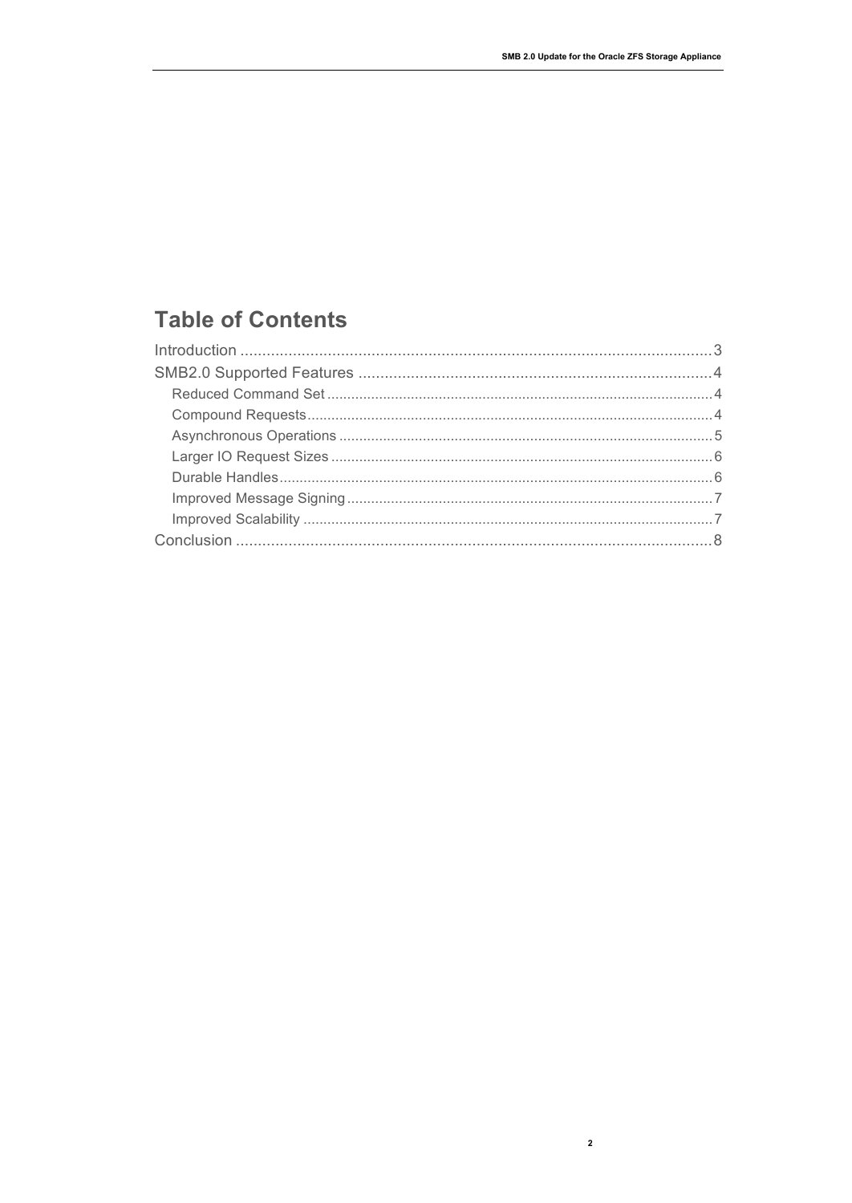# Table of Contents

- Introduction ... 3
- SMB2.0 Supported Features ... 4
  - Reduced Command Set ... 4
  - Compound Requests ... 4
  - Asynchronous Operations ... 5
  - Larger IO Request Sizes ... 6
  - Durable Handles ... 6
  - Improved Message Signing ... 7
  - Improved Scalability ... 7
- Conclusion ... 8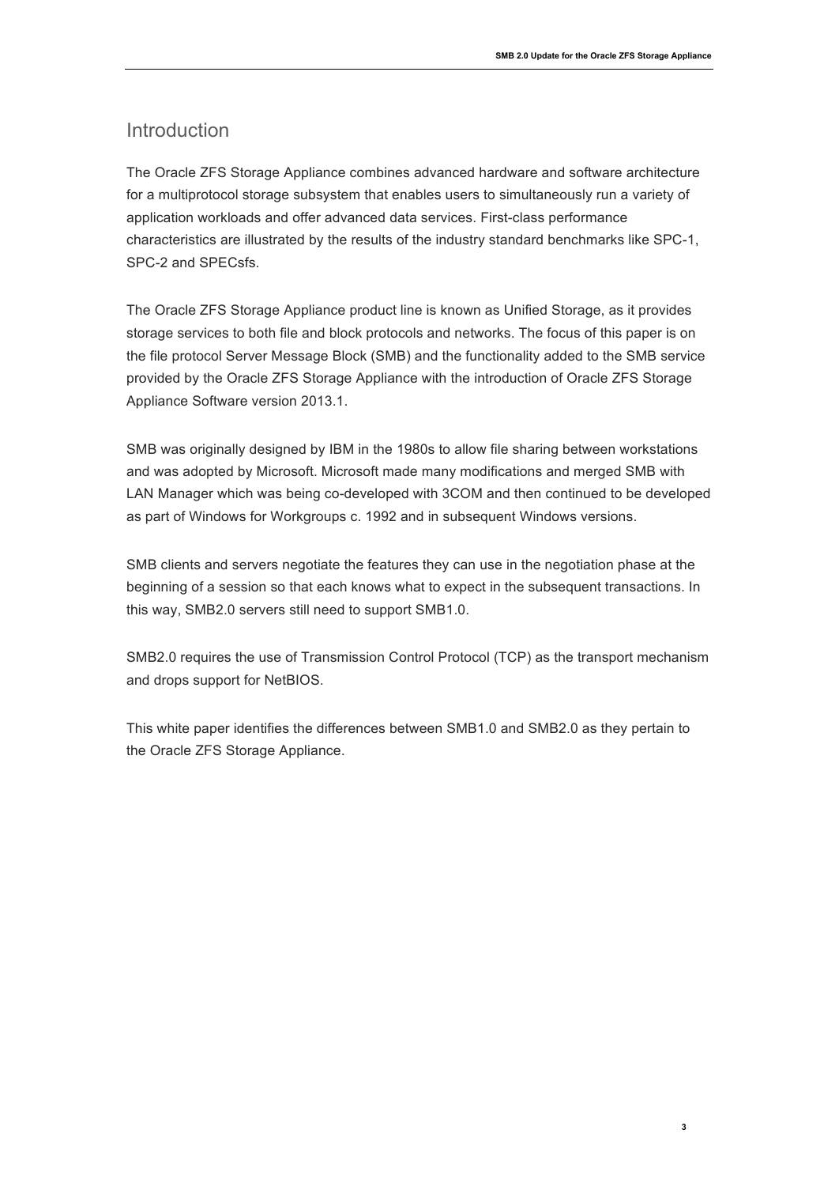## Introduction

The Oracle ZFS Storage Appliance combines advanced hardware and software architecture for a multiprotocol storage subsystem that enables users to simultaneously run a variety of application workloads and offer advanced data services. First-class performance characteristics are illustrated by the results of the industry standard benchmarks like SPC-1, SPC-2 and SPECsfs.

The Oracle ZFS Storage Appliance product line is known as Unified Storage, as it provides storage services to both file and block protocols and networks. The focus of this paper is on the file protocol Server Message Block (SMB) and the functionality added to the SMB service provided by the Oracle ZFS Storage Appliance with the introduction of Oracle ZFS Storage Appliance Software version 2013.1.

SMB was originally designed by IBM in the 1980s to allow file sharing between workstations and was adopted by Microsoft. Microsoft made many modifications and merged SMB with LAN Manager which was being co-developed with 3COM and then continued to be developed as part of Windows for Workgroups c. 1992 and in subsequent Windows versions.

SMB clients and servers negotiate the features they can use in the negotiation phase at the beginning of a session so that each knows what to expect in the subsequent transactions. In this way, SMB2.0 servers still need to support SMB1.0.

SMB2.0 requires the use of Transmission Control Protocol (TCP) as the transport mechanism and drops support for NetBIOS.

This white paper identifies the differences between SMB1.0 and SMB2.0 as they pertain to the Oracle ZFS Storage Appliance.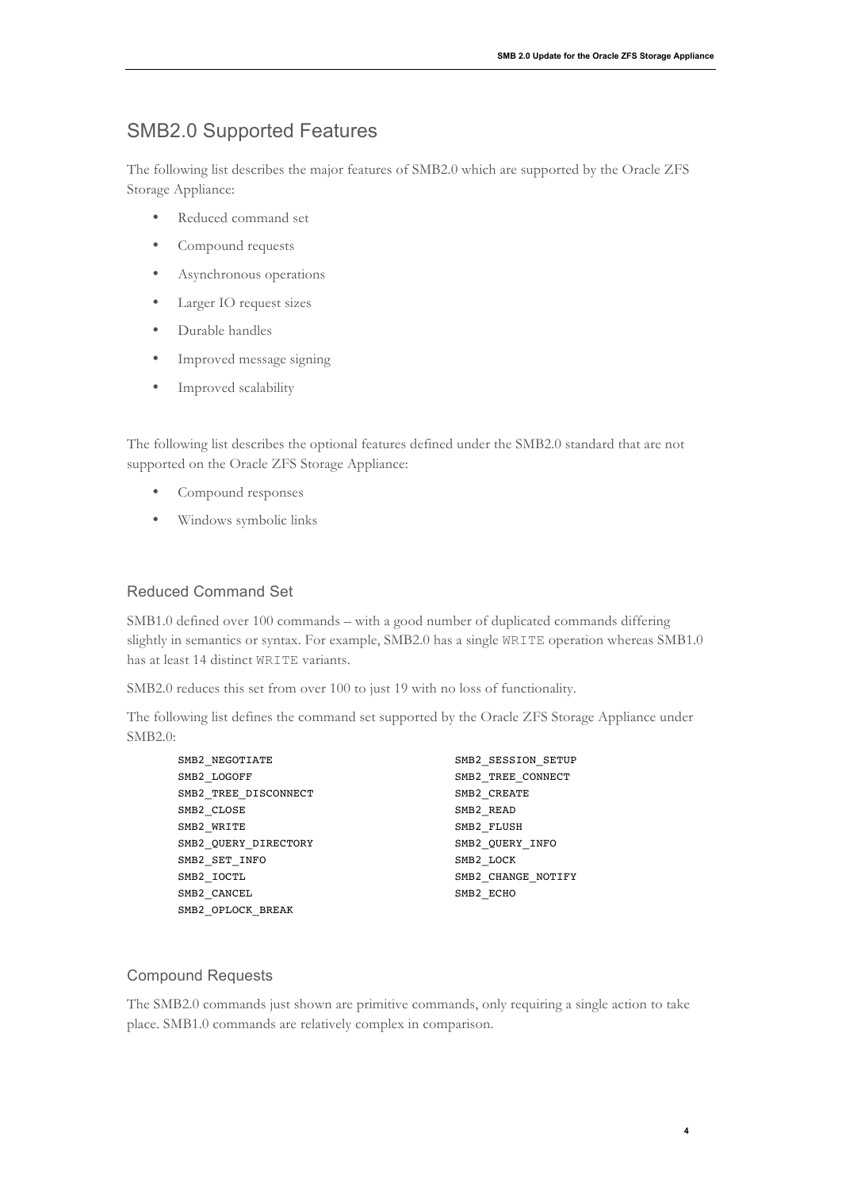## SMB2.0 Supported Features

The following list describes the major features of SMB2.0 which are supported by the Oracle ZFS Storage Appliance:

- Reduced command set
- Compound requests
- Asynchronous operations
- Larger IO request sizes
- Durable handles
- Improved message signing
- Improved scalability

The following list describes the optional features defined under the SMB2.0 standard that are not supported on the Oracle ZFS Storage Appliance:

- Compound responses
- Windows symbolic links

### Reduced Command Set

SMB1.0 defined over 100 commands – with a good number of duplicated commands differing slightly in semantics or syntax. For example, SMB2.0 has a single `WRITE` operation whereas SMB1.0 has at least 14 distinct `WRITE` variants.

SMB2.0 reduces this set from over 100 to just 19 with no loss of functionality.

The following list defines the command set supported by the Oracle ZFS Storage Appliance under SMB2.0:

```
SMB2_NEGOTIATE              SMB2_SESSION_SETUP
SMB2_LOGOFF                 SMB2_TREE_CONNECT
SMB2_TREE_DISCONNECT        SMB2_CREATE
SMB2_CLOSE                  SMB2_READ
SMB2_WRITE                  SMB2_FLUSH
SMB2_QUERY_DIRECTORY        SMB2_QUERY_INFO
SMB2_SET_INFO               SMB2_LOCK
SMB2_IOCTL                  SMB2_CHANGE_NOTIFY
SMB2_CANCEL                 SMB2_ECHO
SMB2_OPLOCK_BREAK
```

### Compound Requests

The SMB2.0 commands just shown are primitive commands, only requiring a single action to take place. SMB1.0 commands are relatively complex in comparison.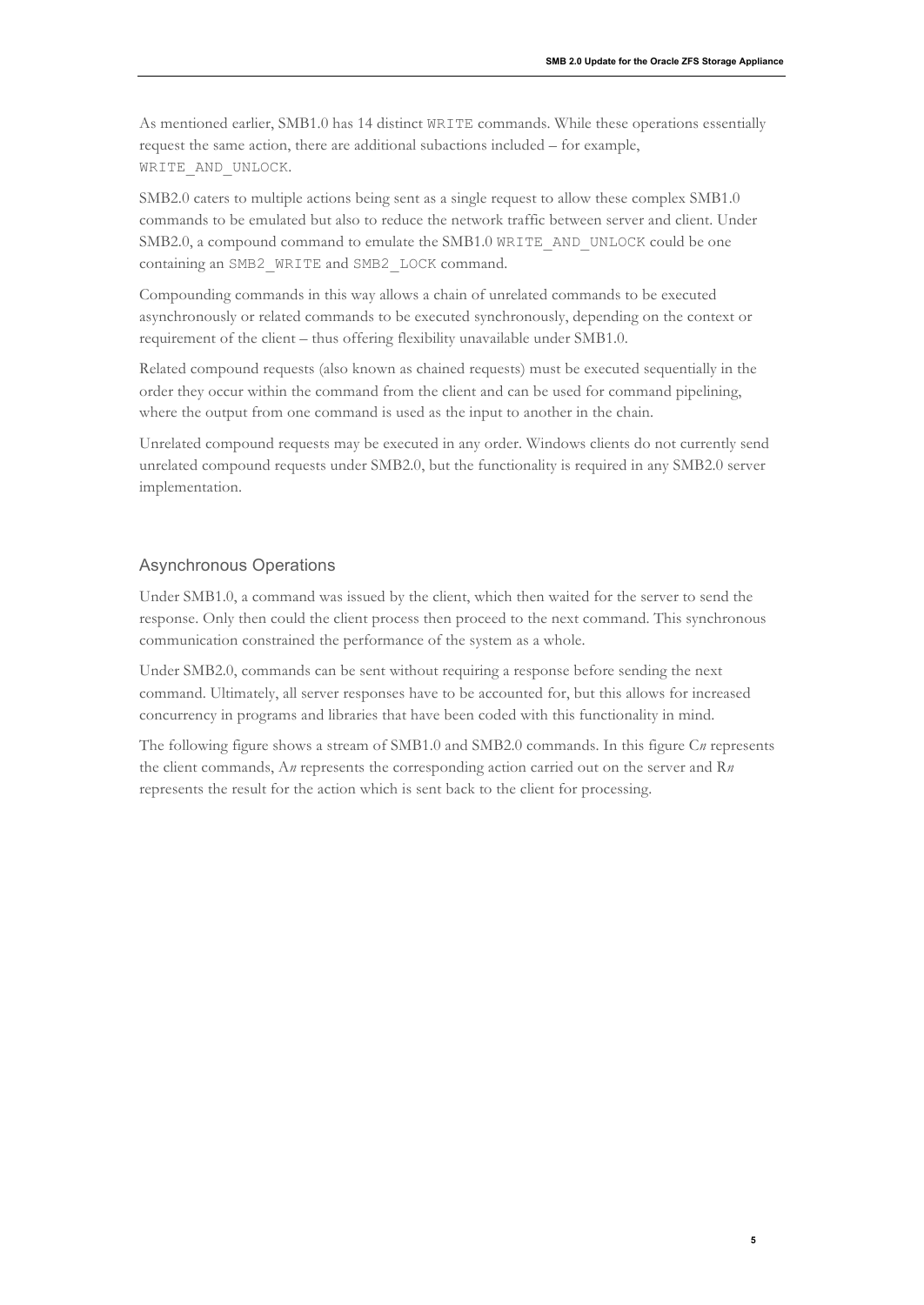As mentioned earlier, SMB1.0 has 14 distinct `WRITE` commands. While these operations essentially request the same action, there are additional subactions included – for example, `WRITE_AND_UNLOCK`.

SMB2.0 caters to multiple actions being sent as a single request to allow these complex SMB1.0 commands to be emulated but also to reduce the network traffic between server and client. Under SMB2.0, a compound command to emulate the SMB1.0 `WRITE_AND_UNLOCK` could be one containing an `SMB2_WRITE` and `SMB2_LOCK` command.

Compounding commands in this way allows a chain of unrelated commands to be executed asynchronously or related commands to be executed synchronously, depending on the context or requirement of the client – thus offering flexibility unavailable under SMB1.0.

Related compound requests (also known as chained requests) must be executed sequentially in the order they occur within the command from the client and can be used for command pipelining, where the output from one command is used as the input to another in the chain.

Unrelated compound requests may be executed in any order. Windows clients do not currently send unrelated compound requests under SMB2.0, but the functionality is required in any SMB2.0 server implementation.

## Asynchronous Operations

Under SMB1.0, a command was issued by the client, which then waited for the server to send the response. Only then could the client process then proceed to the next command. This synchronous communication constrained the performance of the system as a whole.

Under SMB2.0, commands can be sent without requiring a response before sending the next command. Ultimately, all server responses have to be accounted for, but this allows for increased concurrency in programs and libraries that have been coded with this functionality in mind.

The following figure shows a stream of SMB1.0 and SMB2.0 commands. In this figure C*n* represents the client commands, A*n* represents the corresponding action carried out on the server and R*n* represents the result for the action which is sent back to the client for processing.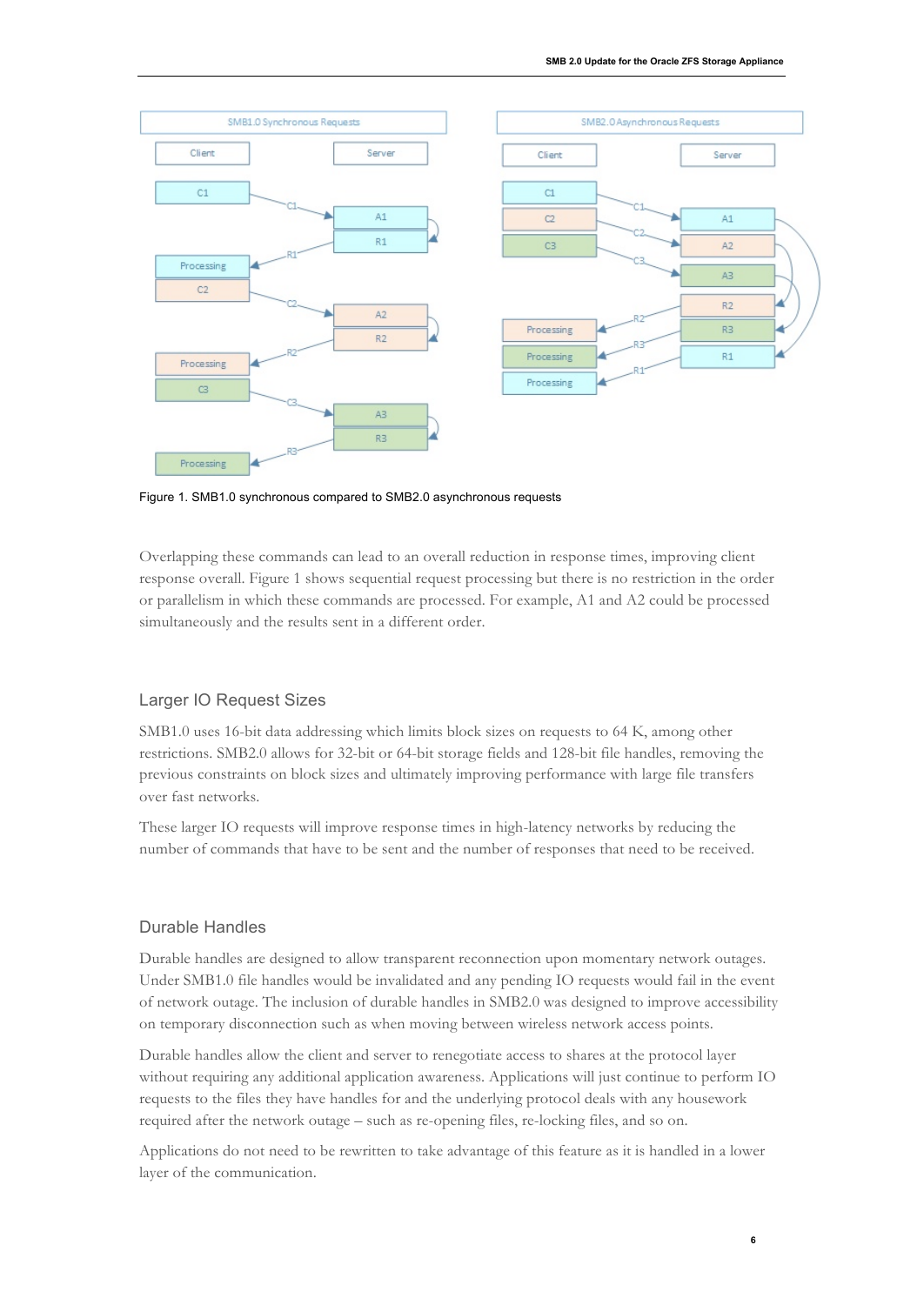Figure 1. SMB1.0 synchronous compared to SMB2.0 asynchronous requests

Overlapping these commands can lead to an overall reduction in response times, improving client response overall. Figure 1 shows sequential request processing but there is no restriction in the order or parallelism in which these commands are processed. For example, A1 and A2 could be processed simultaneously and the results sent in a different order.

## Larger IO Request Sizes

SMB1.0 uses 16-bit data addressing which limits block sizes on requests to 64 K, among other restrictions. SMB2.0 allows for 32-bit or 64-bit storage fields and 128-bit file handles, removing the previous constraints on block sizes and ultimately improving performance with large file transfers over fast networks.

These larger IO requests will improve response times in high-latency networks by reducing the number of commands that have to be sent and the number of responses that need to be received.

## Durable Handles

Durable handles are designed to allow transparent reconnection upon momentary network outages. Under SMB1.0 file handles would be invalidated and any pending IO requests would fail in the event of network outage. The inclusion of durable handles in SMB2.0 was designed to improve accessibility on temporary disconnection such as when moving between wireless network access points.

Durable handles allow the client and server to renegotiate access to shares at the protocol layer without requiring any additional application awareness. Applications will just continue to perform IO requests to the files they have handles for and the underlying protocol deals with any housework required after the network outage – such as re-opening files, re-locking files, and so on.

Applications do not need to be rewritten to take advantage of this feature as it is handled in a lower layer of the communication.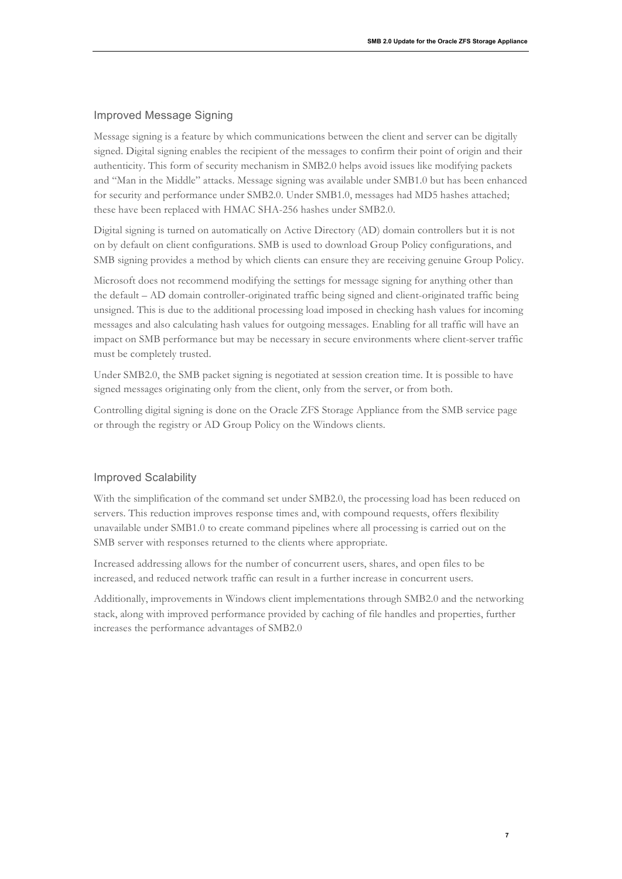## Improved Message Signing

Message signing is a feature by which communications between the client and server can be digitally signed. Digital signing enables the recipient of the messages to confirm their point of origin and their authenticity. This form of security mechanism in SMB2.0 helps avoid issues like modifying packets and "Man in the Middle" attacks. Message signing was available under SMB1.0 but has been enhanced for security and performance under SMB2.0. Under SMB1.0, messages had MD5 hashes attached; these have been replaced with HMAC SHA-256 hashes under SMB2.0.

Digital signing is turned on automatically on Active Directory (AD) domain controllers but it is not on by default on client configurations. SMB is used to download Group Policy configurations, and SMB signing provides a method by which clients can ensure they are receiving genuine Group Policy.

Microsoft does not recommend modifying the settings for message signing for anything other than the default – AD domain controller-originated traffic being signed and client-originated traffic being unsigned. This is due to the additional processing load imposed in checking hash values for incoming messages and also calculating hash values for outgoing messages. Enabling for all traffic will have an impact on SMB performance but may be necessary in secure environments where client-server traffic must be completely trusted.

Under SMB2.0, the SMB packet signing is negotiated at session creation time. It is possible to have signed messages originating only from the client, only from the server, or from both.

Controlling digital signing is done on the Oracle ZFS Storage Appliance from the SMB service page or through the registry or AD Group Policy on the Windows clients.

## Improved Scalability

With the simplification of the command set under SMB2.0, the processing load has been reduced on servers. This reduction improves response times and, with compound requests, offers flexibility unavailable under SMB1.0 to create command pipelines where all processing is carried out on the SMB server with responses returned to the clients where appropriate.

Increased addressing allows for the number of concurrent users, shares, and open files to be increased, and reduced network traffic can result in a further increase in concurrent users.

Additionally, improvements in Windows client implementations through SMB2.0 and the networking stack, along with improved performance provided by caching of file handles and properties, further increases the performance advantages of SMB2.0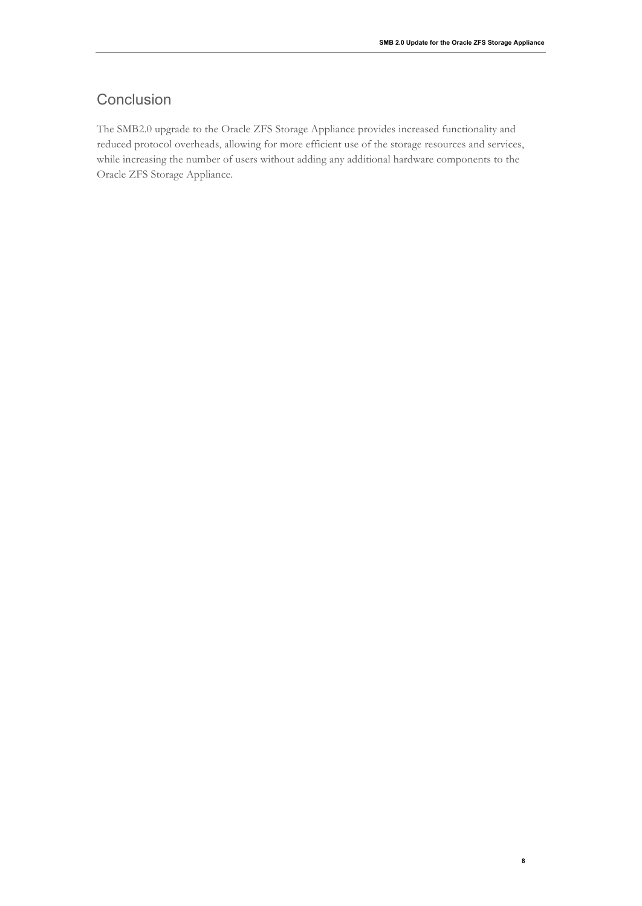## Conclusion

The SMB2.0 upgrade to the Oracle ZFS Storage Appliance provides increased functionality and reduced protocol overheads, allowing for more efficient use of the storage resources and services, while increasing the number of users without adding any additional hardware components to the Oracle ZFS Storage Appliance.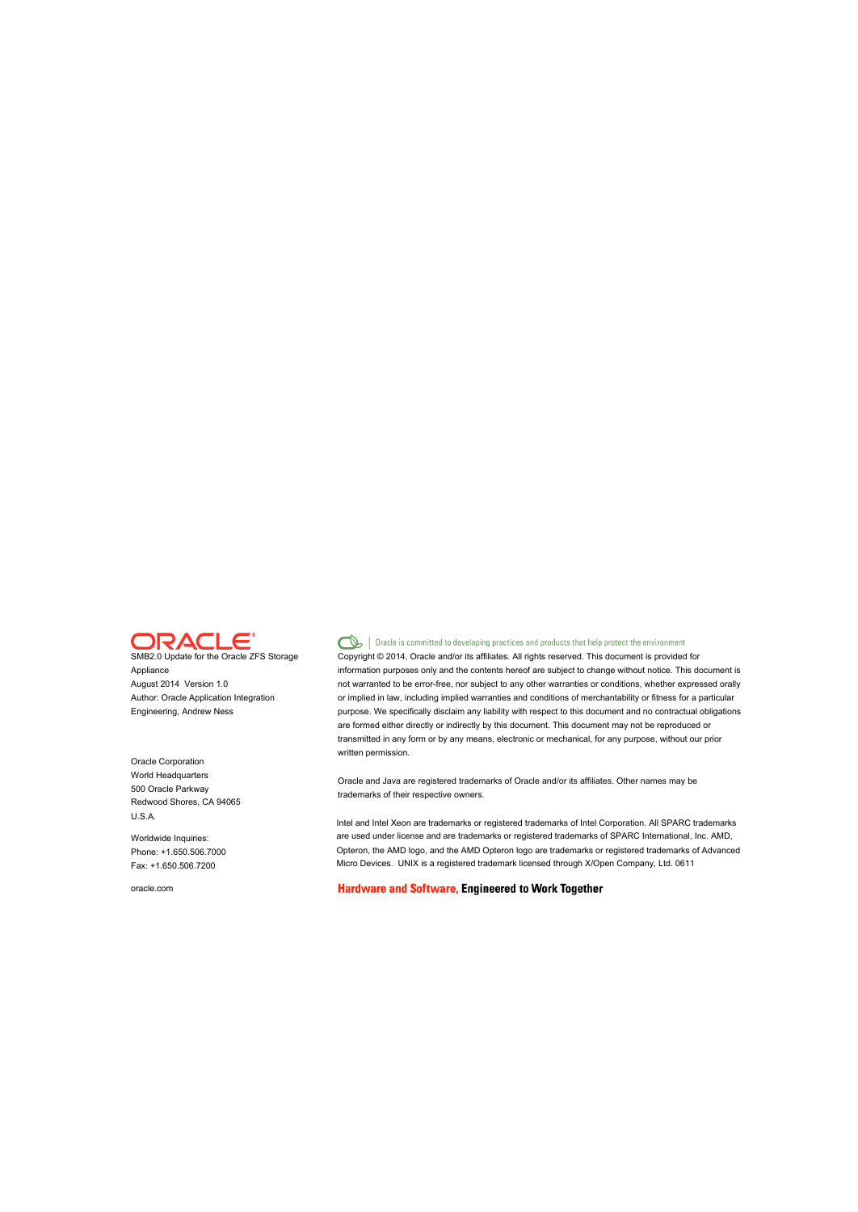ORACLE

SMB2.0 Update for the Oracle ZFS Storage Appliance
August 2014 Version 1.0
Author: Oracle Application Integration Engineering, Andrew Ness

Oracle Corporation
World Headquarters
500 Oracle Parkway
Redwood Shores, CA 94065
U.S.A.

Worldwide Inquiries:
Phone: +1.650.506.7000
Fax: +1.650.506.7200

oracle.com

Oracle is committed to developing practices and products that help protect the environment

Copyright © 2014, Oracle and/or its affiliates. All rights reserved. This document is provided for information purposes only and the contents hereof are subject to change without notice. This document is not warranted to be error-free, nor subject to any other warranties or conditions, whether expressed orally or implied in law, including implied warranties and conditions of merchantability or fitness for a particular purpose. We specifically disclaim any liability with respect to this document and no contractual obligations are formed either directly or indirectly by this document. This document may not be reproduced or transmitted in any form or by any means, electronic or mechanical, for any purpose, without our prior written permission.

Oracle and Java are registered trademarks of Oracle and/or its affiliates. Other names may be trademarks of their respective owners.

Intel and Intel Xeon are trademarks or registered trademarks of Intel Corporation. All SPARC trademarks are used under license and are trademarks or registered trademarks of SPARC International, Inc. AMD, Opteron, the AMD logo, and the AMD Opteron logo are trademarks or registered trademarks of Advanced Micro Devices. UNIX is a registered trademark licensed through X/Open Company, Ltd. 0611

**Hardware and Software, Engineered to Work Together**